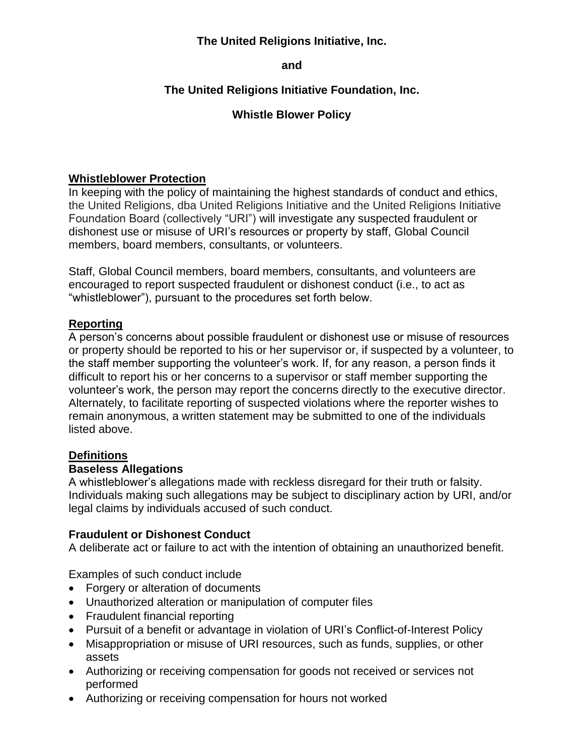# The United Religions Initiative, Inc.

# and

# The United Religions Initiative Foundation, Inc.

# Whistle Blower Policy

## Whistleblower Protection

In keeping with the policy of maintaining the highest standards of conduct and ethics, the United Religions, dba United Religions Initiative and the United Religions Initiative Foundation Board (collectively "URI") will investigate any suspected fraudulent or dishonest use or misuse of URI's resources or property by staff, Global Council members, board members, consultants, or volunteers.

Staff, Global Council members, board members, consultants, and volunteers are encouraged to report suspected fraudulent or dishonest conduct (i.e., to act as "whistleblower"), pursuant to the procedures set forth below.

## Reporting

A person's concerns about possible fraudulent or dishonest use or misuse of resources or property should be reported to his or her supervisor or, if suspected by a volunteer, to the staff member supporting the volunteer's work. If, for any reason, a person finds it difficult to report his or her concerns to a supervisor or staff member supporting the volunteer's work, the person may report the concerns directly to the executive director. Alternately, to facilitate reporting of suspected violations where the reporter wishes to remain anonymous, a written statement may be submitted to one of the individuals listed above.

## Definitions

### Baseless Allegations

A whistleblower's allegations made with reckless disregard for their truth or falsity. Individuals making such allegations may be subject to disciplinary action by URI, and/or legal claims by individuals accused of such conduct.

### Fraudulent or Dishonest Conduct

A deliberate act or failure to act with the intention of obtaining an unauthorized benefit.

Examples of such conduct include

- Forgery or alteration of documents
- Unauthorized alteration or manipulation of computer files
- Fraudulent financial reporting
- Pursuit of a benefit or advantage in violation of URI's Conflict-of-Interest Policy
- Misappropriation or misuse of URI resources, such as funds, supplies, or other assets
- Authorizing or receiving compensation for goods not received or services not performed
- Authorizing or receiving compensation for hours not worked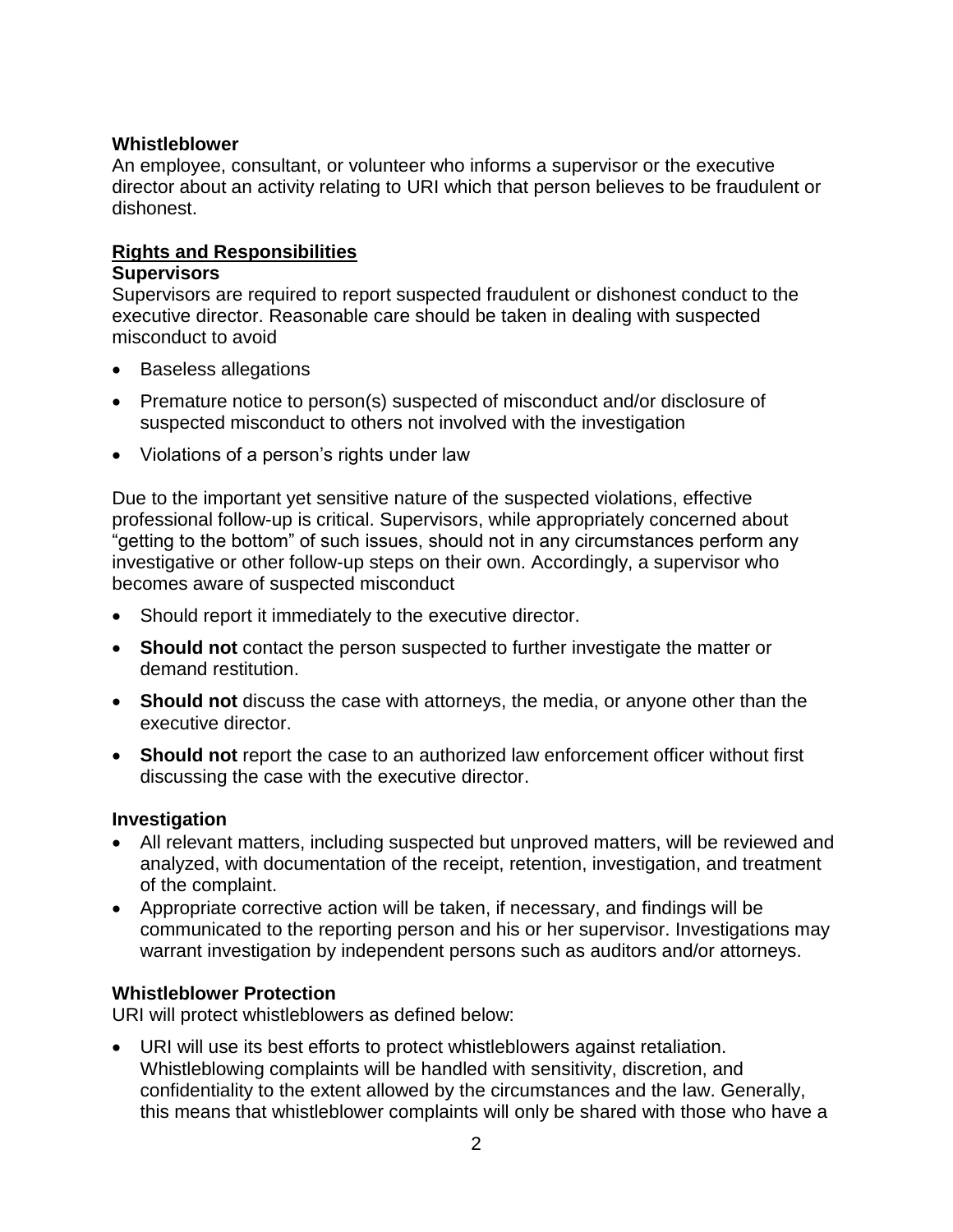**Whistleblower**
An employee, consultant, or volunteer who informs a supervisor or the executive director about an activity relating to URI which that person believes to be fraudulent or dishonest.

## Rights and Responsibilities

### Supervisors

Supervisors are required to report suspected fraudulent or dishonest conduct to the executive director. Reasonable care should be taken in dealing with suspected misconduct to avoid

- Baseless allegations
- Premature notice to person(s) suspected of misconduct and/or disclosure of suspected misconduct to others not involved with the investigation
- Violations of a person's rights under law

Due to the important yet sensitive nature of the suspected violations, effective professional follow-up is critical. Supervisors, while appropriately concerned about "getting to the bottom" of such issues, should not in any circumstances perform any investigative or other follow-up steps on their own. Accordingly, a supervisor who becomes aware of suspected misconduct

- Should report it immediately to the executive director.
- **Should not** contact the person suspected to further investigate the matter or demand restitution.
- **Should not** discuss the case with attorneys, the media, or anyone other than the executive director.
- **Should not** report the case to an authorized law enforcement officer without first discussing the case with the executive director.

### Investigation

- All relevant matters, including suspected but unproved matters, will be reviewed and analyzed, with documentation of the receipt, retention, investigation, and treatment of the complaint.
- Appropriate corrective action will be taken, if necessary, and findings will be communicated to the reporting person and his or her supervisor. Investigations may warrant investigation by independent persons such as auditors and/or attorneys.

### Whistleblower Protection

URI will protect whistleblowers as defined below:

- URI will use its best efforts to protect whistleblowers against retaliation. Whistleblowing complaints will be handled with sensitivity, discretion, and confidentiality to the extent allowed by the circumstances and the law. Generally, this means that whistleblower complaints will only be shared with those who have a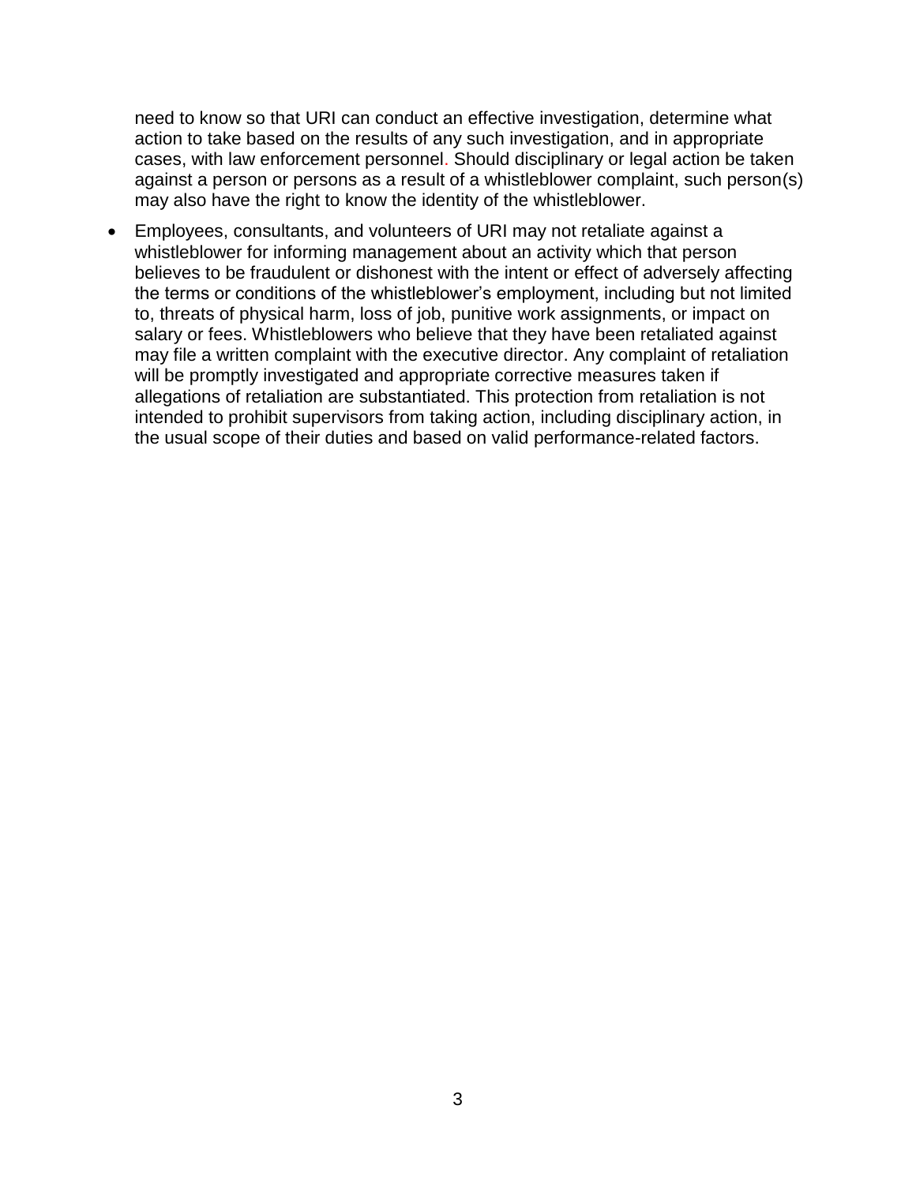need to know so that URI can conduct an effective investigation, determine what action to take based on the results of any such investigation, and in appropriate cases, with law enforcement personnel. Should disciplinary or legal action be taken against a person or persons as a result of a whistleblower complaint, such person(s) may also have the right to know the identity of the whistleblower.

- Employees, consultants, and volunteers of URI may not retaliate against a whistleblower for informing management about an activity which that person believes to be fraudulent or dishonest with the intent or effect of adversely affecting the terms or conditions of the whistleblower's employment, including but not limited to, threats of physical harm, loss of job, punitive work assignments, or impact on salary or fees. Whistleblowers who believe that they have been retaliated against may file a written complaint with the executive director. Any complaint of retaliation will be promptly investigated and appropriate corrective measures taken if allegations of retaliation are substantiated. This protection from retaliation is not intended to prohibit supervisors from taking action, including disciplinary action, in the usual scope of their duties and based on valid performance-related factors.